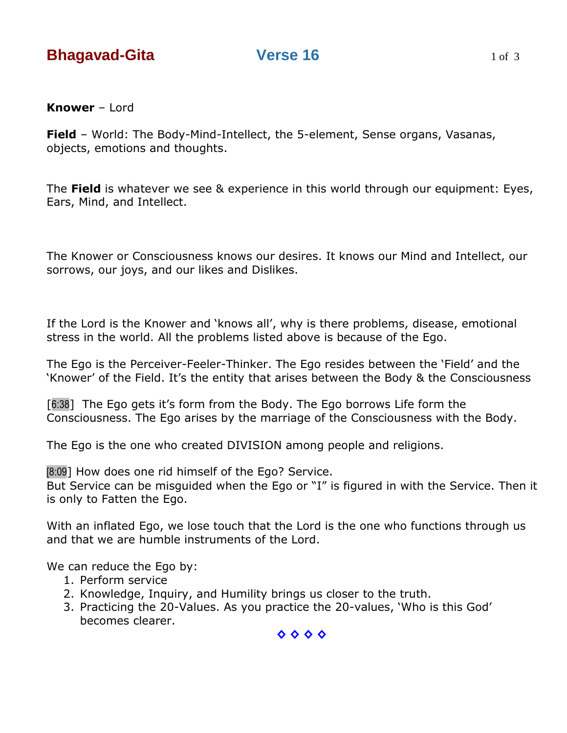# Bhagavad-Gita

## Verse 16

**Knower** – Lord

**Field** – World: The Body-Mind-Intellect, the 5-element, Sense organs, Vasanas, objects, emotions and thoughts.

The **Field** is whatever we see & experience in this world through our equipment: Eyes, Ears, Mind, and Intellect.

The Knower or Consciousness knows our desires. It knows our Mind and Intellect, our sorrows, our joys, and our likes and Dislikes.

If the Lord is the Knower and 'knows all', why is there problems, disease, emotional stress in the world. All the problems listed above is because of the Ego.

The Ego is the Perceiver-Feeler-Thinker. The Ego resides between the 'Field' and the 'Knower' of the Field. It's the entity that arises between the Body & the Consciousness

[6:38] The Ego gets it's form from the Body. The Ego borrows Life form the Consciousness. The Ego arises by the marriage of the Consciousness with the Body.

The Ego is the one who created DIVISION among people and religions.

[8:09] How does one rid himself of the Ego? Service.
But Service can be misguided when the Ego or "I" is figured in with the Service. Then it is only to Fatten the Ego.

With an inflated Ego, we lose touch that the Lord is the one who functions through us and that we are humble instruments of the Lord.

We can reduce the Ego by:

1. Perform service
2. Knowledge, Inquiry, and Humility brings us closer to the truth.
3. Practicing the 20-Values. As you practice the 20-values, 'Who is this God' becomes clearer.

◇ ◇ ◇ ◇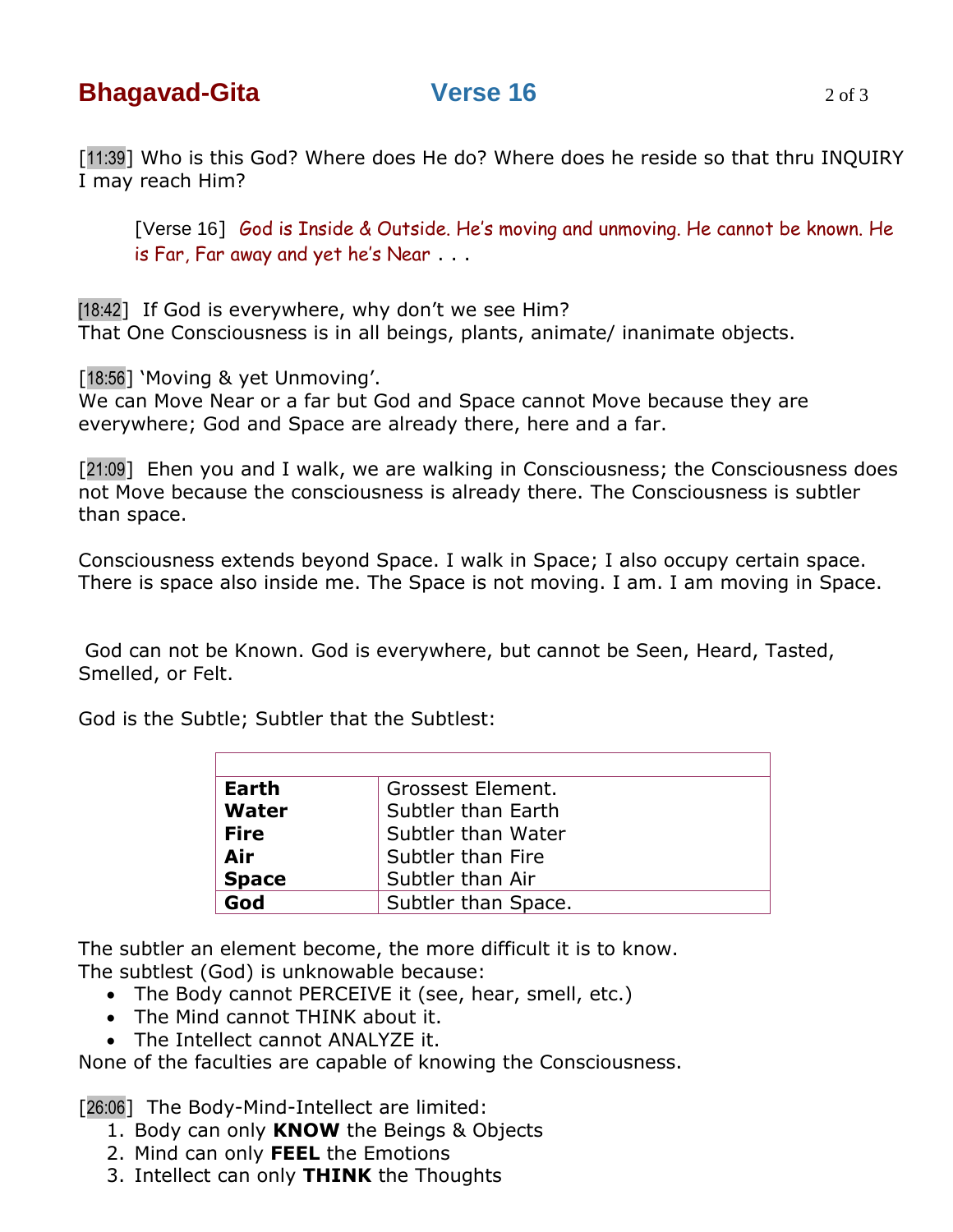# Bhagavad-Gita — Verse 16

[11:39] Who is this God? Where does He do? Where does he reside so that thru INQUIRY I may reach Him?

> [Verse 16] God is Inside & Outside. He's moving and unmoving. He cannot be known. He is Far, Far away and yet he's Near . . .

[18:42] If God is everywhere, why don't we see Him?
That One Consciousness is in all beings, plants, animate/ inanimate objects.

[18:56] 'Moving & yet Unmoving'.
We can Move Near or a far but God and Space cannot Move because they are everywhere; God and Space are already there, here and a far.

[21:09] Ehen you and I walk, we are walking in Consciousness; the Consciousness does not Move because the consciousness is already there. The Consciousness is subtler than space.

Consciousness extends beyond Space. I walk in Space; I also occupy certain space. There is space also inside me. The Space is not moving. I am. I am moving in Space.

God can not be Known. God is everywhere, but cannot be Seen, Heard, Tasted, Smelled, or Felt.

God is the Subtle; Subtler that the Subtlest:

| | |
|---|---|
| **Earth** | Grossest Element. |
| **Water** | Subtler than Earth |
| **Fire** | Subtler than Water |
| **Air** | Subtler than Fire |
| **Space** | Subtler than Air |
| **God** | Subtler than Space. |

The subtler an element become, the more difficult it is to know.
The subtlest (God) is unknowable because:

- The Body cannot PERCEIVE it (see, hear, smell, etc.)
- The Mind cannot THINK about it.
- The Intellect cannot ANALYZE it.

None of the faculties are capable of knowing the Consciousness.

[26:06] The Body-Mind-Intellect are limited:

1. Body can only **KNOW** the Beings & Objects
2. Mind can only **FEEL** the Emotions
3. Intellect can only **THINK** the Thoughts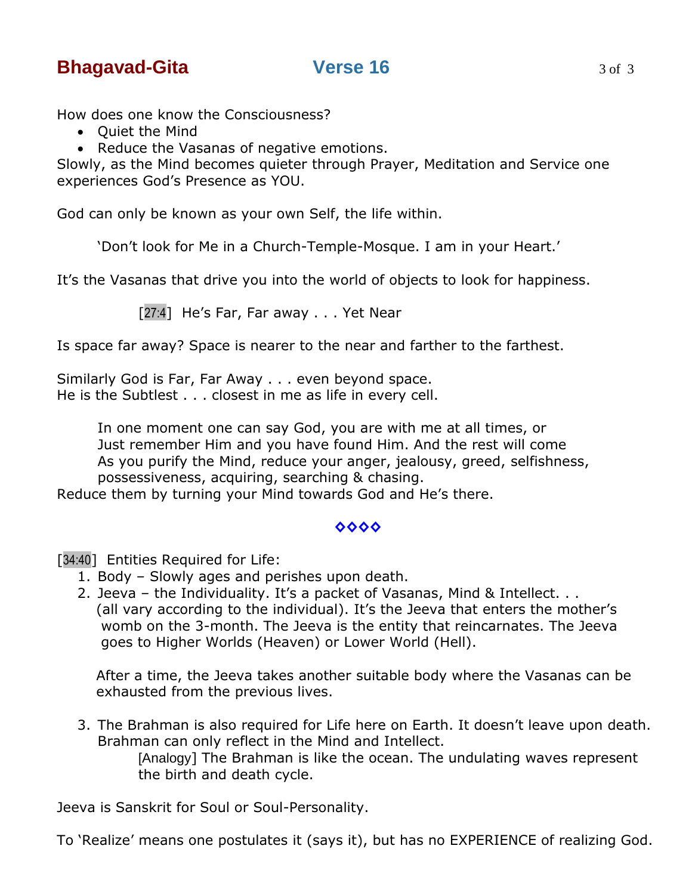How does one know the Consciousness?

- Quiet the Mind
- Reduce the Vasanas of negative emotions.

Slowly, as the Mind becomes quieter through Prayer, Meditation and Service one experiences God's Presence as YOU.

God can only be known as your own Self, the life within.

> 'Don't look for Me in a Church-Temple-Mosque. I am in your Heart.'

It's the Vasanas that drive you into the world of objects to look for happiness.

> [27:4] He's Far, Far away . . . Yet Near

Is space far away? Space is nearer to the near and farther to the farthest.

Similarly God is Far, Far Away . . . even beyond space.
He is the Subtlest . . . closest in me as life in every cell.

> In one moment one can say God, you are with me at all times, or
> Just remember Him and you have found Him. And the rest will come
> As you purify the Mind, reduce your anger, jealousy, greed, selfishness, possessiveness, acquiring, searching & chasing.

Reduce them by turning your Mind towards God and He's there.

◇◇◇◇

[34:40] Entities Required for Life:

1. Body – Slowly ages and perishes upon death.
2. Jeeva – the Individuality. It's a packet of Vasanas, Mind & Intellect. . . (all vary according to the individual). It's the Jeeva that enters the mother's womb on the 3-month. The Jeeva is the entity that reincarnates. The Jeeva goes to Higher Worlds (Heaven) or Lower World (Hell).

   After a time, the Jeeva takes another suitable body where the Vasanas can be exhausted from the previous lives.

3. The Brahman is also required for Life here on Earth. It doesn't leave upon death. Brahman can only reflect in the Mind and Intellect.
   > [Analogy] The Brahman is like the ocean. The undulating waves represent the birth and death cycle.

Jeeva is Sanskrit for Soul or Soul-Personality.

To 'Realize' means one postulates it (says it), but has no EXPERIENCE of realizing God.